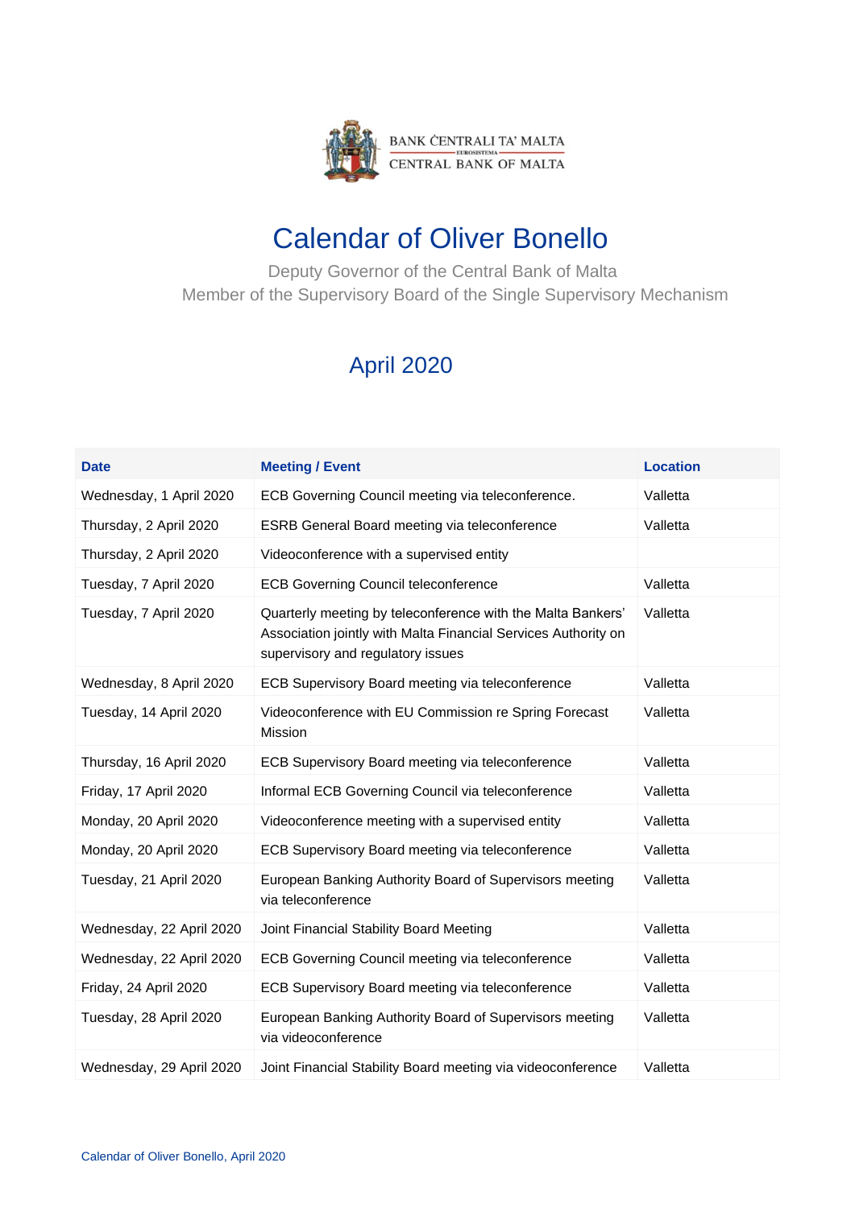BANK ĊENTRALI TA' MALTA
EUROSISTEMA
CENTRAL BANK OF MALTA

# Calendar of Oliver Bonello

Deputy Governor of the Central Bank of Malta
Member of the Supervisory Board of the Single Supervisory Mechanism

## April 2020

| Date | Meeting / Event | Location |
|---|---|---|
| Wednesday, 1 April 2020 | ECB Governing Council meeting via teleconference. | Valletta |
| Thursday, 2 April 2020 | ESRB General Board meeting via teleconference | Valletta |
| Thursday, 2 April 2020 | Videoconference with a supervised entity | |
| Tuesday, 7 April 2020 | ECB Governing Council teleconference | Valletta |
| Tuesday, 7 April 2020 | Quarterly meeting by teleconference with the Malta Bankers' Association jointly with Malta Financial Services Authority on supervisory and regulatory issues | Valletta |
| Wednesday, 8 April 2020 | ECB Supervisory Board meeting via teleconference | Valletta |
| Tuesday, 14 April 2020 | Videoconference with EU Commission re Spring Forecast Mission | Valletta |
| Thursday, 16 April 2020 | ECB Supervisory Board meeting via teleconference | Valletta |
| Friday, 17 April 2020 | Informal ECB Governing Council via teleconference | Valletta |
| Monday, 20 April 2020 | Videoconference meeting with a supervised entity | Valletta |
| Monday, 20 April 2020 | ECB Supervisory Board meeting via teleconference | Valletta |
| Tuesday, 21 April 2020 | European Banking Authority Board of Supervisors meeting via teleconference | Valletta |
| Wednesday, 22 April 2020 | Joint Financial Stability Board Meeting | Valletta |
| Wednesday, 22 April 2020 | ECB Governing Council meeting via teleconference | Valletta |
| Friday, 24 April 2020 | ECB Supervisory Board meeting via teleconference | Valletta |
| Tuesday, 28 April 2020 | European Banking Authority Board of Supervisors meeting via videoconference | Valletta |
| Wednesday, 29 April 2020 | Joint Financial Stability Board meeting via videoconference | Valletta |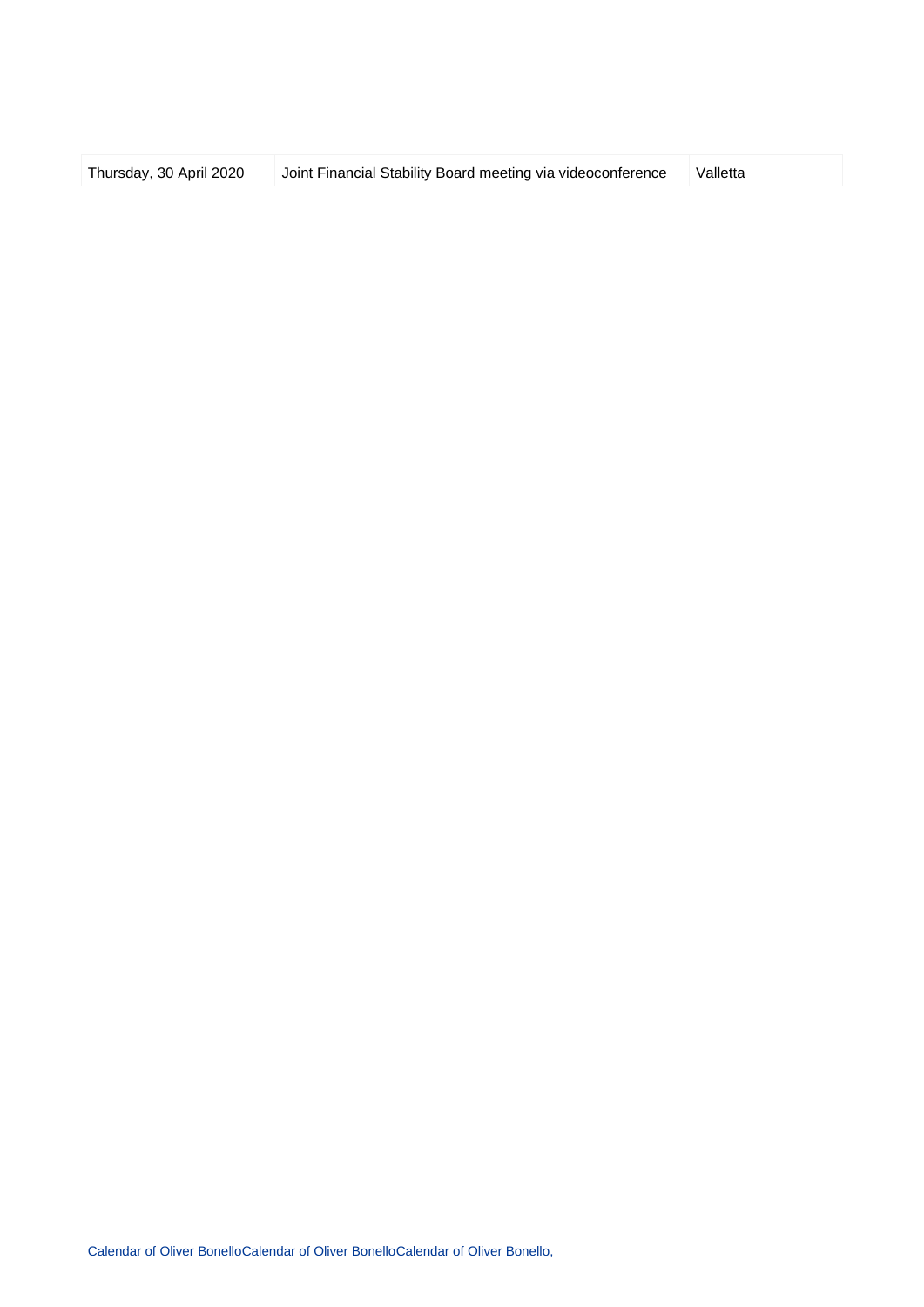| | | |
|---|---|---|
| Thursday, 30 April 2020 | Joint Financial Stability Board meeting via videoconference | Valletta |